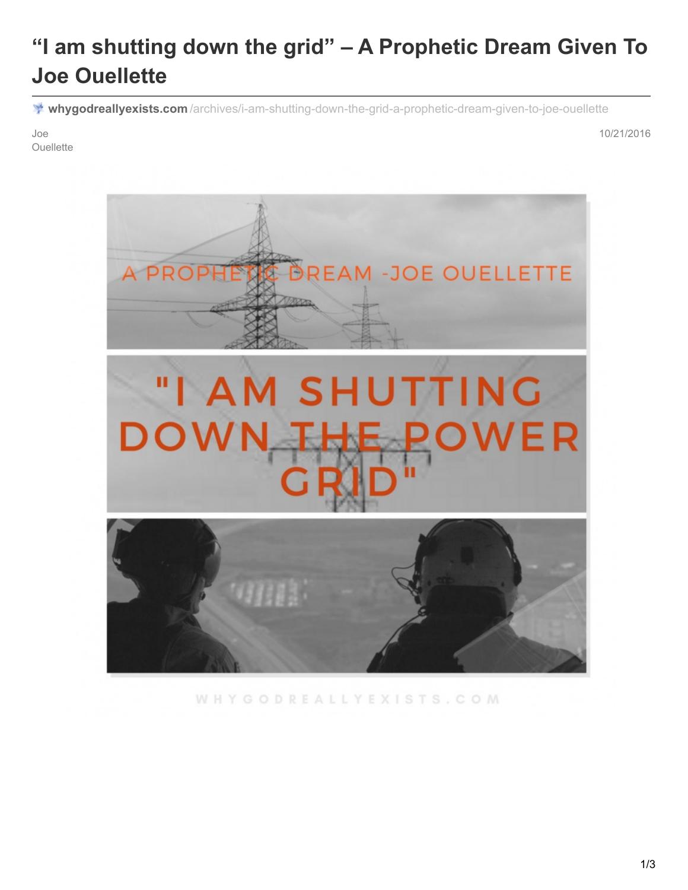# “I am shutting down the grid” – A Prophetic Dream Given To Joe Ouellette

whygodreallyexists.com/archives/i-am-shutting-down-the-grid-a-prophetic-dream-given-to-joe-ouellette

Joe Ouellette

10/21/2016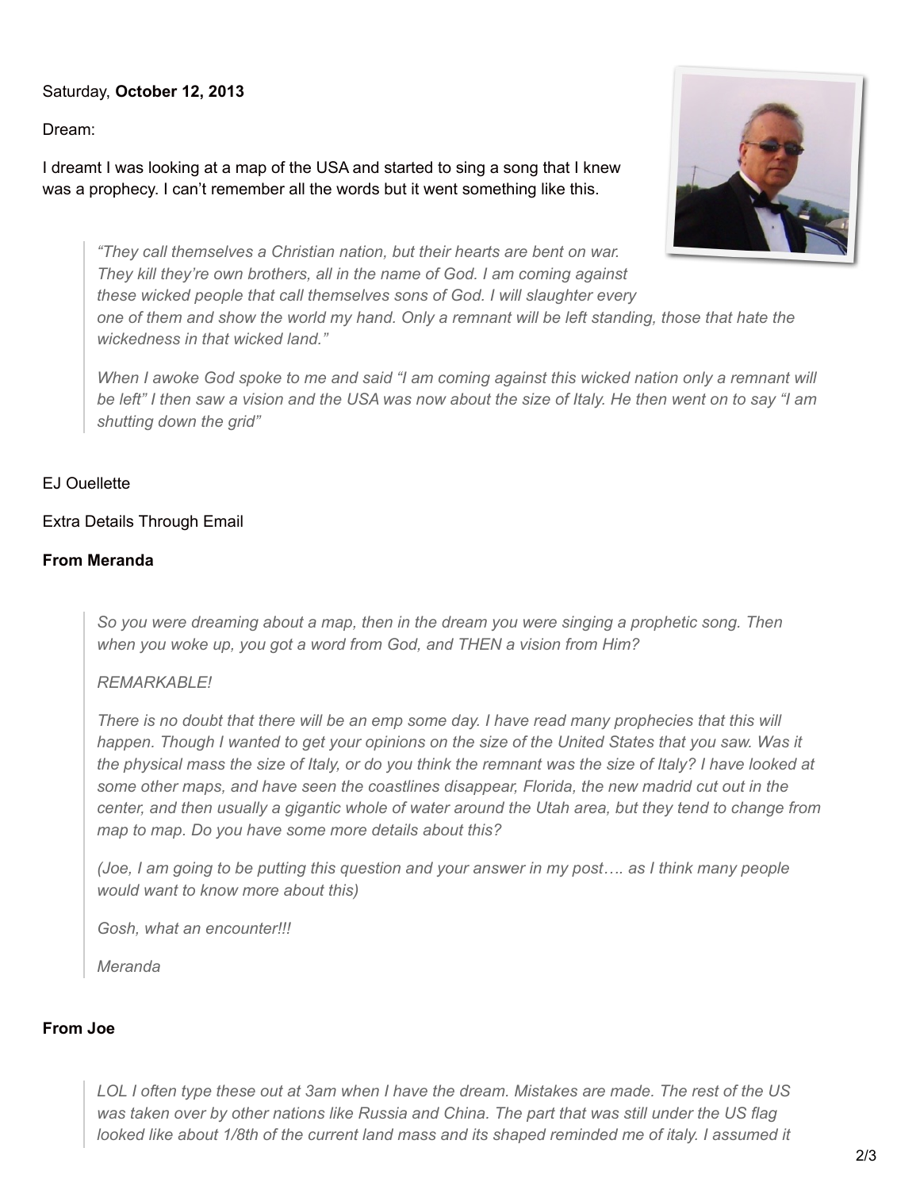Saturday, **October 12, 2013**

Dream:

I dreamt I was looking at a map of the USA and started to sing a song that I knew was a prophecy. I can't remember all the words but it went something like this.

> *"They call themselves a Christian nation, but their hearts are bent on war. They kill they're own brothers, all in the name of God. I am coming against these wicked people that call themselves sons of God. I will slaughter every one of them and show the world my hand. Only a remnant will be left standing, those that hate the wickedness in that wicked land."*
>
> *When I awoke God spoke to me and said "I am coming against this wicked nation only a remnant will be left" I then saw a vision and the USA was now about the size of Italy. He then went on to say "I am shutting down the grid"*

EJ Ouellette

Extra Details Through Email

**From Meranda**

> *So you were dreaming about a map, then in the dream you were singing a prophetic song. Then when you woke up, you got a word from God, and THEN a vision from Him?*
>
> *REMARKABLE!*
>
> *There is no doubt that there will be an emp some day. I have read many prophecies that this will happen. Though I wanted to get your opinions on the size of the United States that you saw. Was it the physical mass the size of Italy, or do you think the remnant was the size of Italy? I have looked at some other maps, and have seen the coastlines disappear, Florida, the new madrid cut out in the center, and then usually a gigantic whole of water around the Utah area, but they tend to change from map to map. Do you have some more details about this?*
>
> *(Joe, I am going to be putting this question and your answer in my post…. as I think many people would want to know more about this)*
>
> *Gosh, what an encounter!!!*
>
> *Meranda*

**From Joe**

> *LOL I often type these out at 3am when I have the dream. Mistakes are made. The rest of the US was taken over by other nations like Russia and China. The part that was still under the US flag looked like about 1/8th of the current land mass and its shaped reminded me of italy. I assumed it*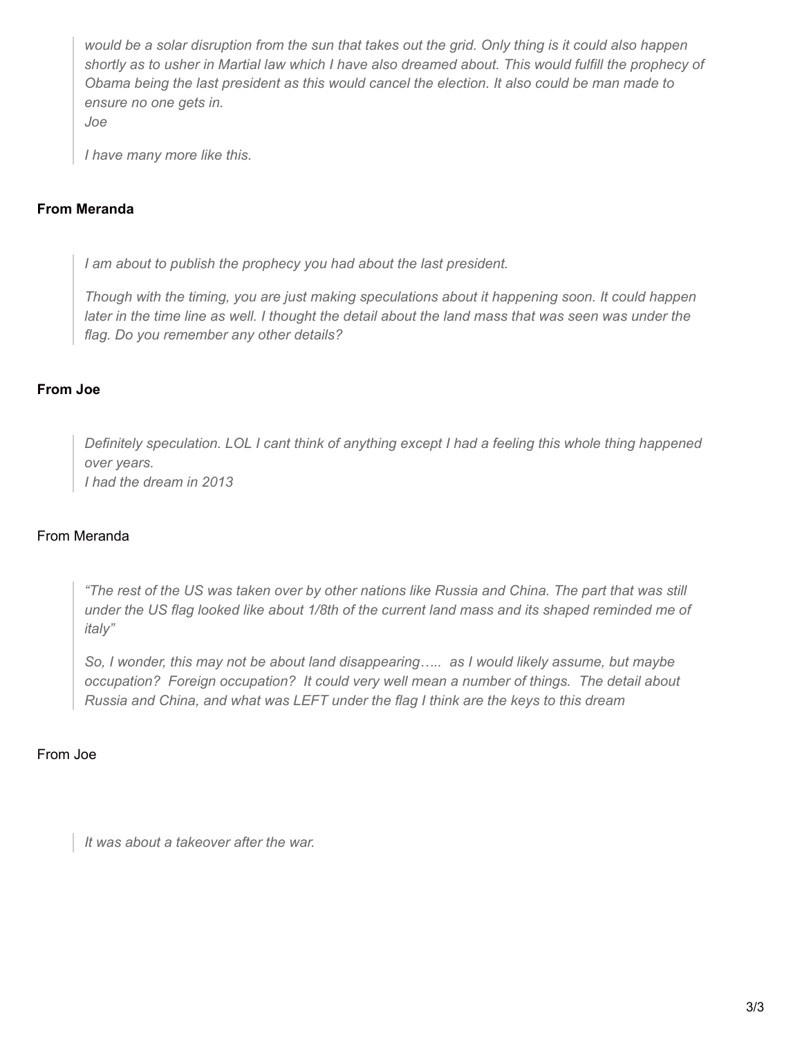> *would be a solar disruption from the sun that takes out the grid. Only thing is it could also happen shortly as to usher in Martial law which I have also dreamed about. This would fulfill the prophecy of Obama being the last president as this would cancel the election. It also could be man made to ensure no one gets in.*
> *Joe*
>
> *I have many more like this.*

**From Meranda**

> *I am about to publish the prophecy you had about the last president.*
>
> *Though with the timing, you are just making speculations about it happening soon. It could happen later in the time line as well. I thought the detail about the land mass that was seen was under the flag. Do you remember any other details?*

**From Joe**

> *Definitely speculation. LOL I cant think of anything except I had a feeling this whole thing happened over years.*
> *I had the dream in 2013*

From Meranda

> *"The rest of the US was taken over by other nations like Russia and China. The part that was still under the US flag looked like about 1/8th of the current land mass and its shaped reminded me of italy"*
>
> *So, I wonder, this may not be about land disappearing….. as I would likely assume, but maybe occupation? Foreign occupation? It could very well mean a number of things. The detail about Russia and China, and what was LEFT under the flag I think are the keys to this dream*

From Joe

> *It was about a takeover after the war.*